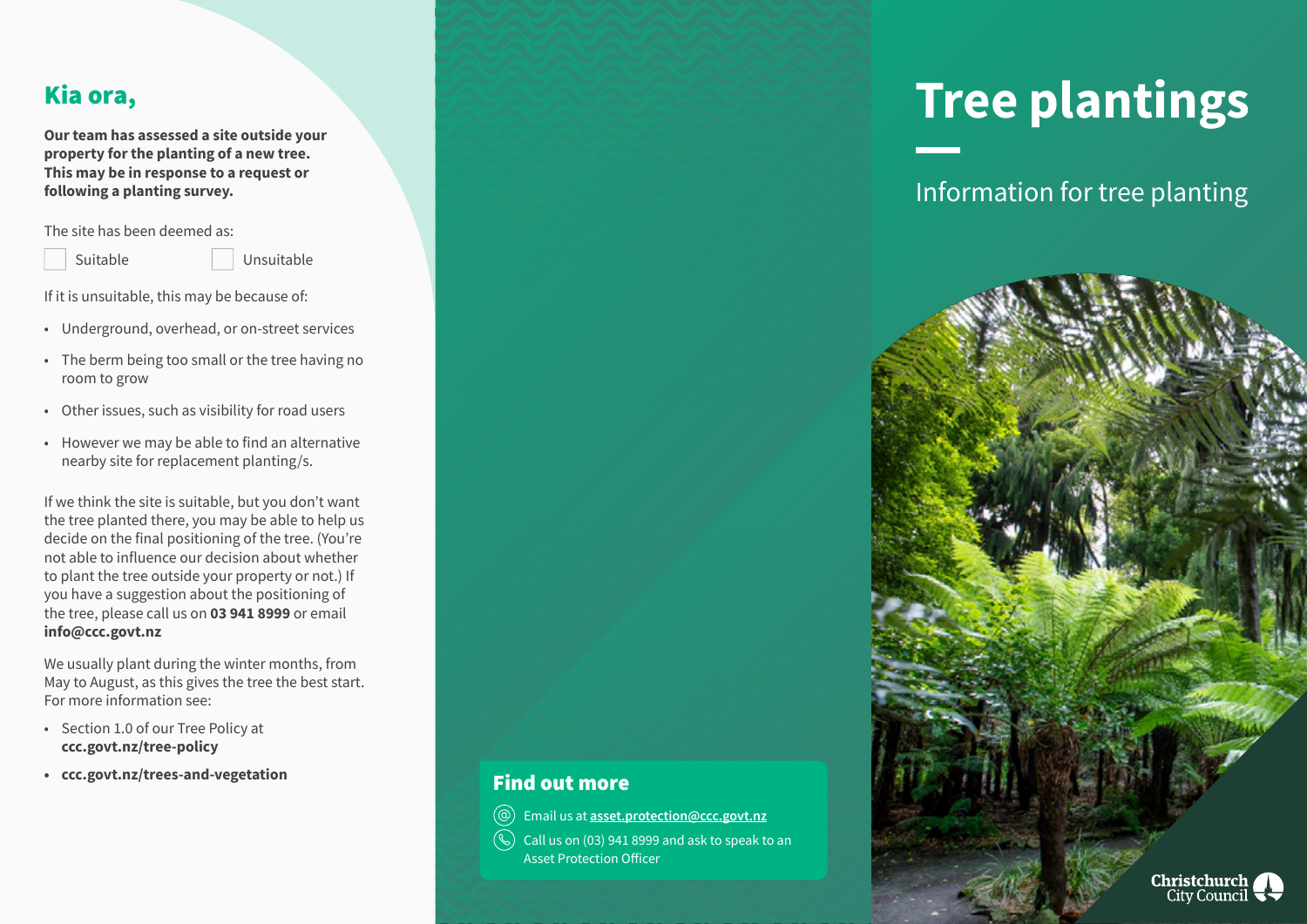# Tree plantings

Information for tree planting

## Kia ora,

**Our team has assessed a site outside your property for the planting of a new tree. This may be in response to a request or following a planting survey.**

The site has been deemed as:

☐ Suitable ☐ Unsuitable

If it is unsuitable, this may be because of:

- Underground, overhead, or on-street services
- The berm being too small or the tree having no room to grow
- Other issues, such as visibility for road users
- However we may be able to find an alternative nearby site for replacement planting/s.

If we think the site is suitable, but you don't want the tree planted there, you may be able to help us decide on the final positioning of the tree. (You're not able to influence our decision about whether to plant the tree outside your property or not.) If you have a suggestion about the positioning of the tree, please call us on **03 941 8999** or email **info@ccc.govt.nz**

We usually plant during the winter months, from May to August, as this gives the tree the best start. For more information see:

- Section 1.0 of our Tree Policy at **ccc.govt.nz/tree-policy**
- **ccc.govt.nz/trees-and-vegetation**

## Find out more

Email us at **asset.protection@ccc.govt.nz**

Call us on (03) 941 8999 and ask to speak to an Asset Protection Officer

Christchurch City Council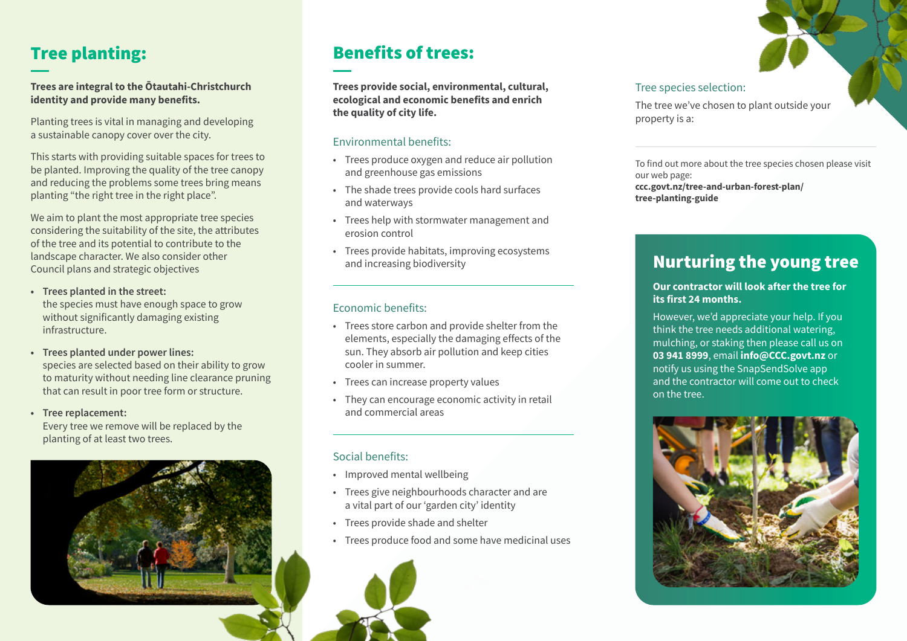## Tree planting:

**Trees are integral to the Ōtautahi-Christchurch identity and provide many benefits.**

Planting trees is vital in managing and developing a sustainable canopy cover over the city.

This starts with providing suitable spaces for trees to be planted. Improving the quality of the tree canopy and reducing the problems some trees bring means planting "the right tree in the right place".

We aim to plant the most appropriate tree species considering the suitability of the site, the attributes of the tree and its potential to contribute to the landscape character. We also consider other Council plans and strategic objectives

- **Trees planted in the street:**
  the species must have enough space to grow without significantly damaging existing infrastructure.
- **Trees planted under power lines:**
  species are selected based on their ability to grow to maturity without needing line clearance pruning that can result in poor tree form or structure.
- **Tree replacement:**
  Every tree we remove will be replaced by the planting of at least two trees.

## Benefits of trees:

**Trees provide social, environmental, cultural, ecological and economic benefits and enrich the quality of city life.**

### Environmental benefits:

- Trees produce oxygen and reduce air pollution and greenhouse gas emissions
- The shade trees provide cools hard surfaces and waterways
- Trees help with stormwater management and erosion control
- Trees provide habitats, improving ecosystems and increasing biodiversity

### Economic benefits:

- Trees store carbon and provide shelter from the elements, especially the damaging effects of the sun. They absorb air pollution and keep cities cooler in summer.
- Trees can increase property values
- They can encourage economic activity in retail and commercial areas

### Social benefits:

- Improved mental wellbeing
- Trees give neighbourhoods character and are a vital part of our 'garden city' identity
- Trees provide shade and shelter
- Trees produce food and some have medicinal uses

### Tree species selection:

The tree we've chosen to plant outside your property is a:

To find out more about the tree species chosen please visit our web page:
**ccc.govt.nz/tree-and-urban-forest-plan/tree-planting-guide**

## Nurturing the young tree

**Our contractor will look after the tree for its first 24 months.**

However, we'd appreciate your help. If you think the tree needs additional watering, mulching, or staking then please call us on **03 941 8999**, email **info@CCC.govt.nz** or notify us using the SnapSendSolve app and the contractor will come out to check on the tree.